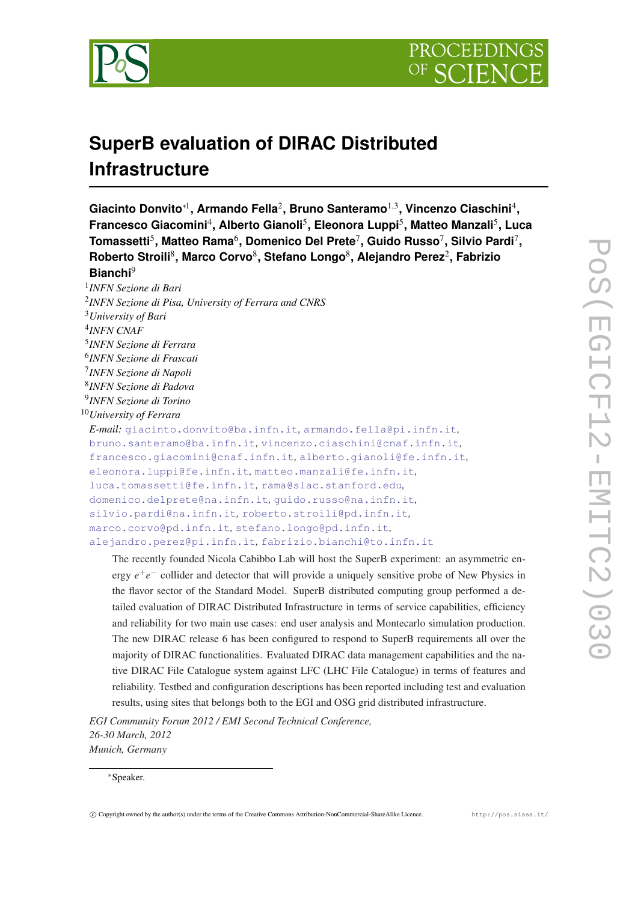# SuperB evaluation of DIRAC Distributed Infrastructure

**Giacinto Donvito**[∗1]**, Armando Fella**[2]**, Bruno Santeramo**[1,3]**, Vincenzo Ciaschini**[4]**, Francesco Giacomini**[4]**, Alberto Gianoli**[5]**, Eleonora Luppi**[5]**, Matteo Manzali**[5]**, Luca Tomassetti**[5]**, Matteo Rama**[6]**, Domenico Del Prete**[7]**, Guido Russo**[7]**, Silvio Pardi**[7]**, Roberto Stroili**[8]**, Marco Corvo**[8]**, Stefano Longo**[8]**, Alejandro Perez**[2]**, Fabrizio Bianchi**[9]

[1]*INFN Sezione di Bari*
[2]*INFN Sezione di Pisa, University of Ferrara and CNRS*
[3]*University of Bari*
[4]*INFN CNAF*
[5]*INFN Sezione di Ferrara*
[6]*INFN Sezione di Frascati*
[7]*INFN Sezione di Napoli*
[8]*INFN Sezione di Padova*
[9]*INFN Sezione di Torino*
[10]*University of Ferrara*

*E-mail:* giacinto.donvito@ba.infn.it, armando.fella@pi.infn.it, bruno.santeramo@ba.infn.it, vincenzo.ciaschini@cnaf.infn.it, francesco.giacomini@cnaf.infn.it, alberto.gianoli@fe.infn.it, eleonora.luppi@fe.infn.it, matteo.manzali@fe.infn.it, luca.tomassetti@fe.infn.it, rama@slac.stanford.edu, domenico.delprete@na.infn.it, guido.russo@na.infn.it, silvio.pardi@na.infn.it, roberto.stroili@pd.infn.it, marco.corvo@pd.infn.it, stefano.longo@pd.infn.it, alejandro.perez@pi.infn.it, fabrizio.bianchi@to.infn.it

The recently founded Nicola Cabibbo Lab will host the SuperB experiment: an asymmetric energy $e^+e^-$ collider and detector that will provide a uniquely sensitive probe of New Physics in the flavor sector of the Standard Model. SuperB distributed computing group performed a detailed evaluation of DIRAC Distributed Infrastructure in terms of service capabilities, efficiency and reliability for two main use cases: end user analysis and Montecarlo simulation production. The new DIRAC release 6 has been configured to respond to SuperB requirements all over the majority of DIRAC functionalities. Evaluated DIRAC data management capabilities and the native DIRAC File Catalogue system against LFC (LHC File Catalogue) in terms of features and reliability. Testbed and configuration descriptions has been reported including test and evaluation results, using sites that belongs both to the EGI and OSG grid distributed infrastructure.

*EGI Community Forum 2012 / EMI Second Technical Conference,*
*26-30 March, 2012*
*Munich, Germany*

∗Speaker.

© Copyright owned by the author(s) under the terms of the Creative Commons Attribution-NonCommercial-ShareAlike Licence. http://pos.sissa.it/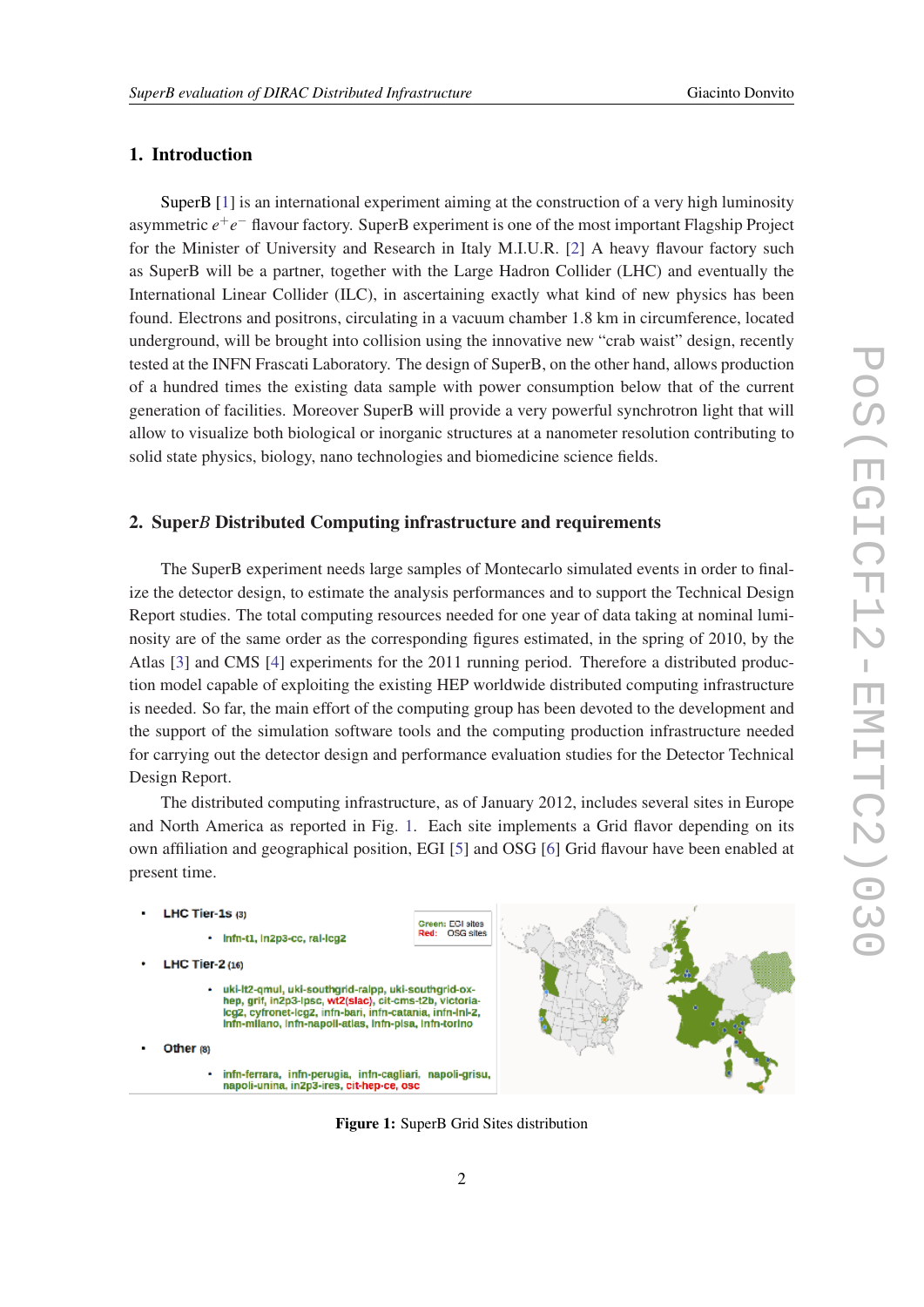## 1. Introduction

SuperB [1] is an international experiment aiming at the construction of a very high luminosity asymmetric $e^+e^-$ flavour factory. SuperB experiment is one of the most important Flagship Project for the Minister of University and Research in Italy M.I.U.R. [2] A heavy flavour factory such as SuperB will be a partner, together with the Large Hadron Collider (LHC) and eventually the International Linear Collider (ILC), in ascertaining exactly what kind of new physics has been found. Electrons and positrons, circulating in a vacuum chamber 1.8 km in circumference, located underground, will be brought into collision using the innovative new "crab waist" design, recently tested at the INFN Frascati Laboratory. The design of SuperB, on the other hand, allows production of a hundred times the existing data sample with power consumption below that of the current generation of facilities. Moreover SuperB will provide a very powerful synchrotron light that will allow to visualize both biological or inorganic structures at a nanometer resolution contributing to solid state physics, biology, nano technologies and biomedicine science fields.

## 2. Super*B* Distributed Computing infrastructure and requirements

The SuperB experiment needs large samples of Montecarlo simulated events in order to finalize the detector design, to estimate the analysis performances and to support the Technical Design Report studies. The total computing resources needed for one year of data taking at nominal luminosity are of the same order as the corresponding figures estimated, in the spring of 2010, by the Atlas [3] and CMS [4] experiments for the 2011 running period. Therefore a distributed production model capable of exploiting the existing HEP worldwide distributed computing infrastructure is needed. So far, the main effort of the computing group has been devoted to the development and the support of the simulation software tools and the computing production infrastructure needed for carrying out the detector design and performance evaluation studies for the Detector Technical Design Report.

The distributed computing infrastructure, as of January 2012, includes several sites in Europe and North America as reported in Fig. 1. Each site implements a Grid flavor depending on its own affiliation and geographical position, EGI [5] and OSG [6] Grid flavour have been enabled at present time.

- **LHC Tier-1s** (3)
  - infn-t1, in2p3-cc, ral-lcg2
- **LHC Tier-2** (16)
  - uki-lt2-qmul, uki-southgrid-ralpp, uki-southgrid-ox-hep, grif, in2p3-lpsc, wt2(slac), cit-cms-t2b, victoria-lcg2, cyfronet-lcg2, infn-bari, infn-catania, infn-lnl-2, infn-milano, infn-napoli-atlas, infn-pisa, infn-torino
- **Other** (8)
  - infn-ferrara, infn-perugia, infn-cagliari, napoli-grisu, napoli-unina, in2p3-ires, cit-hep-ce, osc

Green: EGI sites
Red: OSG sites

**Figure 1:** SuperB Grid Sites distribution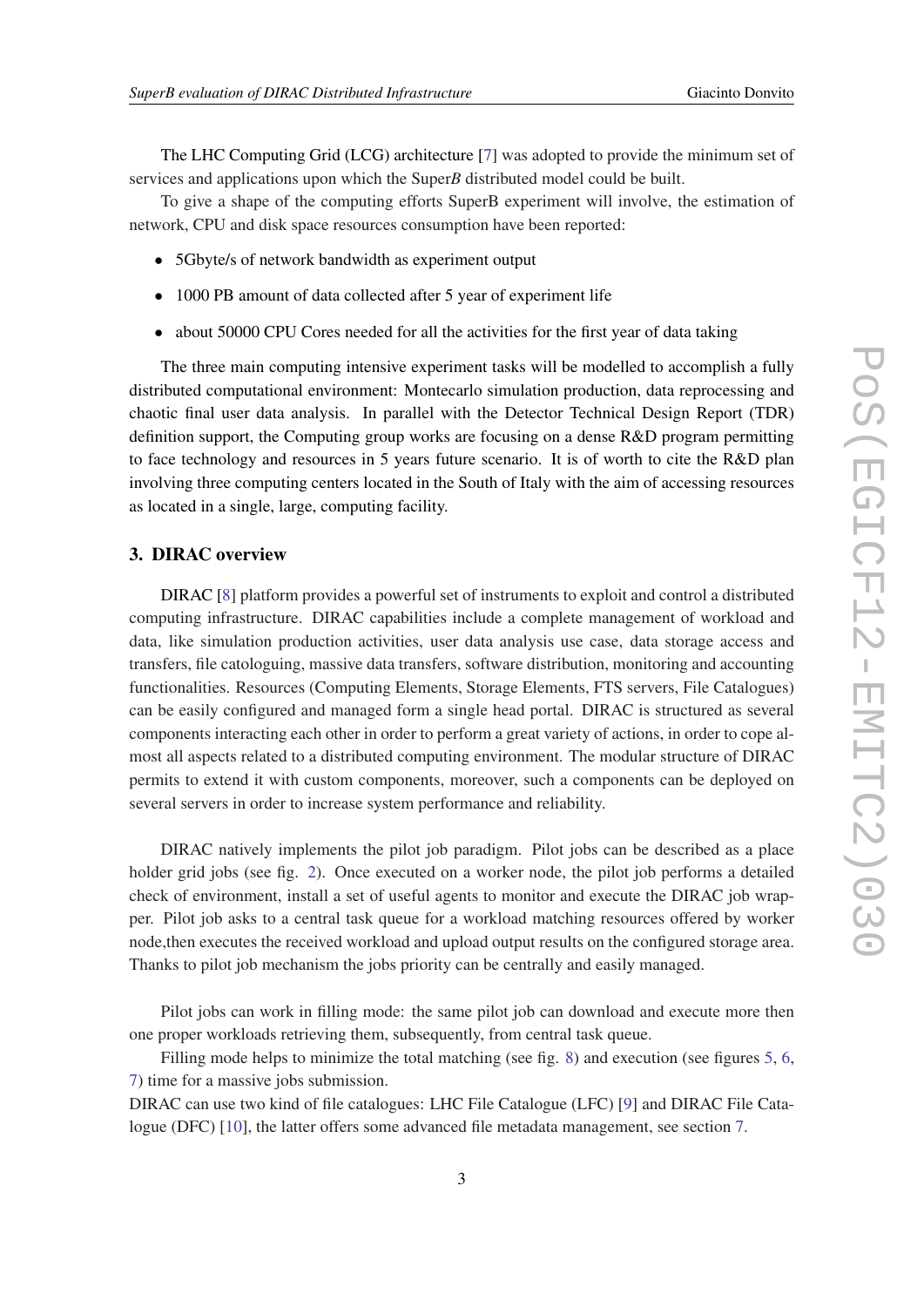The LHC Computing Grid (LCG) architecture [7] was adopted to provide the minimum set of services and applications upon which the Super*B* distributed model could be built.

To give a shape of the computing efforts SuperB experiment will involve, the estimation of network, CPU and disk space resources consumption have been reported:

- 5Gbyte/s of network bandwidth as experiment output
- 1000 PB amount of data collected after 5 year of experiment life
- about 50000 CPU Cores needed for all the activities for the first year of data taking

The three main computing intensive experiment tasks will be modelled to accomplish a fully distributed computational environment: Montecarlo simulation production, data reprocessing and chaotic final user data analysis. In parallel with the Detector Technical Design Report (TDR) definition support, the Computing group works are focusing on a dense R&D program permitting to face technology and resources in 5 years future scenario. It is of worth to cite the R&D plan involving three computing centers located in the South of Italy with the aim of accessing resources as located in a single, large, computing facility.

## 3. DIRAC overview

DIRAC [8] platform provides a powerful set of instruments to exploit and control a distributed computing infrastructure. DIRAC capabilities include a complete management of workload and data, like simulation production activities, user data analysis use case, data storage access and transfers, file catologuing, massive data transfers, software distribution, monitoring and accounting functionalities. Resources (Computing Elements, Storage Elements, FTS servers, File Catalogues) can be easily configured and managed form a single head portal. DIRAC is structured as several components interacting each other in order to perform a great variety of actions, in order to cope almost all aspects related to a distributed computing environment. The modular structure of DIRAC permits to extend it with custom components, moreover, such a components can be deployed on several servers in order to increase system performance and reliability.

DIRAC natively implements the pilot job paradigm. Pilot jobs can be described as a place holder grid jobs (see fig. 2). Once executed on a worker node, the pilot job performs a detailed check of environment, install a set of useful agents to monitor and execute the DIRAC job wrapper. Pilot job asks to a central task queue for a workload matching resources offered by worker node,then executes the received workload and upload output results on the configured storage area. Thanks to pilot job mechanism the jobs priority can be centrally and easily managed.

Pilot jobs can work in filling mode: the same pilot job can download and execute more then one proper workloads retrieving them, subsequently, from central task queue.

Filling mode helps to minimize the total matching (see fig. 8) and execution (see figures 5, 6, 7) time for a massive jobs submission.

DIRAC can use two kind of file catalogues: LHC File Catalogue (LFC) [9] and DIRAC File Catalogue (DFC) [10], the latter offers some advanced file metadata management, see section 7.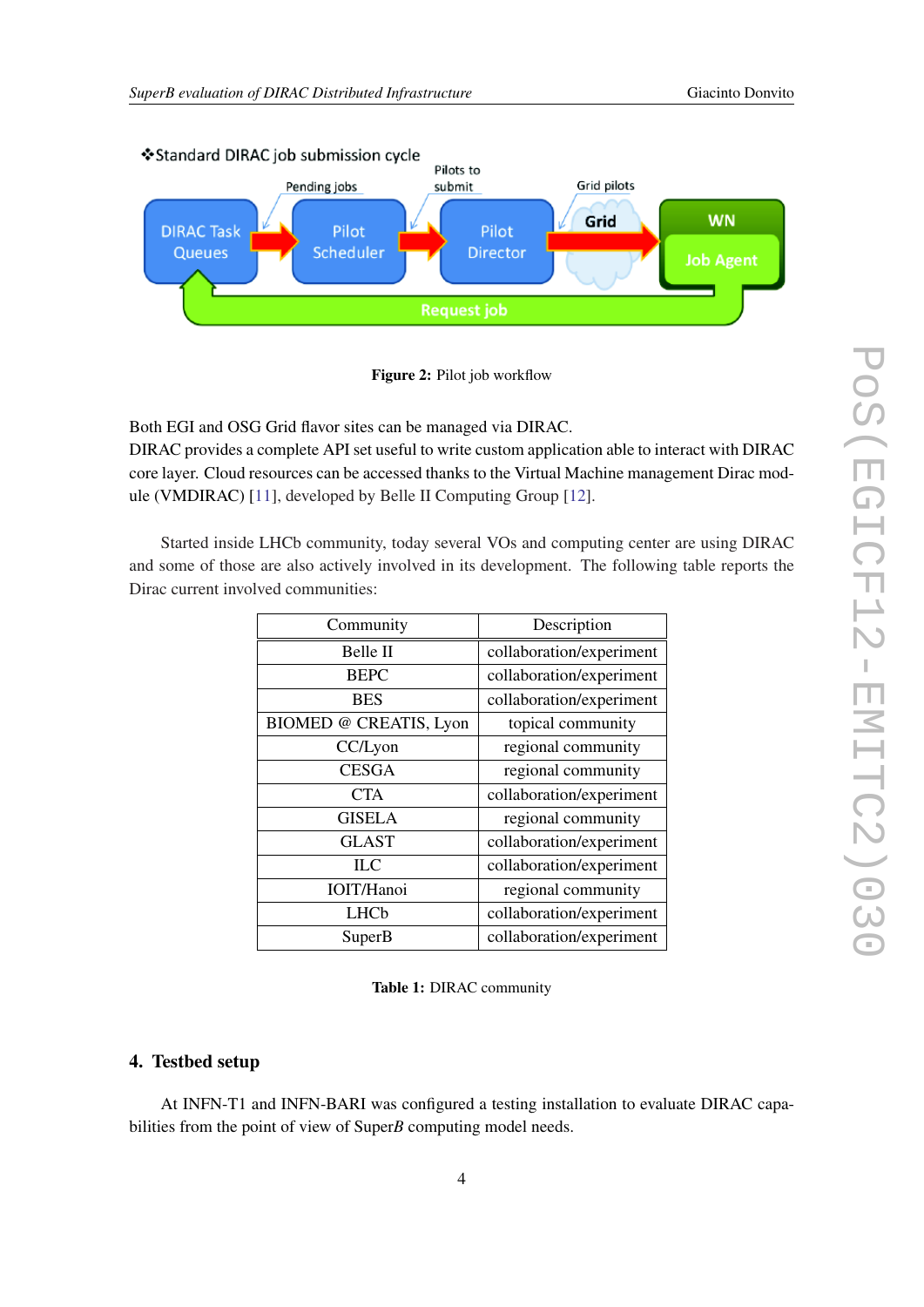❖Standard DIRAC job submission cycle

Figure 2: Pilot job workflow

Both EGI and OSG Grid flavor sites can be managed via DIRAC.
DIRAC provides a complete API set useful to write custom application able to interact with DIRAC core layer. Cloud resources can be accessed thanks to the Virtual Machine management Dirac module (VMDIRAC) [11], developed by Belle II Computing Group [12].

Started inside LHCb community, today several VOs and computing center are using DIRAC and some of those are also actively involved in its development. The following table reports the Dirac current involved communities:

| Community | Description |
|---|---|
| Belle II | collaboration/experiment |
| BEPC | collaboration/experiment |
| BES | collaboration/experiment |
| BIOMED @ CREATIS, Lyon | topical community |
| CC/Lyon | regional community |
| CESGA | regional community |
| CTA | collaboration/experiment |
| GISELA | regional community |
| GLAST | collaboration/experiment |
| ILC | collaboration/experiment |
| IOIT/Hanoi | regional community |
| LHCb | collaboration/experiment |
| SuperB | collaboration/experiment |

**Table 1:** DIRAC community

## 4. Testbed setup

At INFN-T1 and INFN-BARI was configured a testing installation to evaluate DIRAC capabilities from the point of view of Super*B* computing model needs.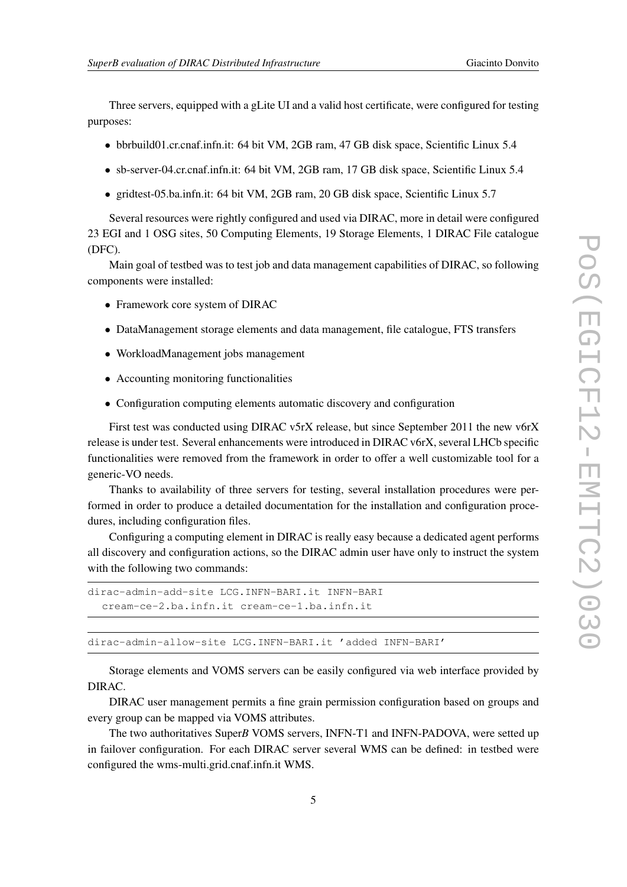Three servers, equipped with a gLite UI and a valid host certificate, were configured for testing purposes:

- bbrbuild01.cr.cnaf.infn.it: 64 bit VM, 2GB ram, 47 GB disk space, Scientific Linux 5.4
- sb-server-04.cr.cnaf.infn.it: 64 bit VM, 2GB ram, 17 GB disk space, Scientific Linux 5.4
- gridtest-05.ba.infn.it: 64 bit VM, 2GB ram, 20 GB disk space, Scientific Linux 5.7

Several resources were rightly configured and used via DIRAC, more in detail were configured 23 EGI and 1 OSG sites, 50 Computing Elements, 19 Storage Elements, 1 DIRAC File catalogue (DFC).

Main goal of testbed was to test job and data management capabilities of DIRAC, so following components were installed:

- Framework core system of DIRAC
- DataManagement storage elements and data management, file catalogue, FTS transfers
- WorkloadManagement jobs management
- Accounting monitoring functionalities
- Configuration computing elements automatic discovery and configuration

First test was conducted using DIRAC v5rX release, but since September 2011 the new v6rX release is under test. Several enhancements were introduced in DIRAC v6rX, several LHCb specific functionalities were removed from the framework in order to offer a well customizable tool for a generic-VO needs.

Thanks to availability of three servers for testing, several installation procedures were performed in order to produce a detailed documentation for the installation and configuration procedures, including configuration files.

Configuring a computing element in DIRAC is really easy because a dedicated agent performs all discovery and configuration actions, so the DIRAC admin user have only to instruct the system with the following two commands:

```
dirac-admin-add-site LCG.INFN-BARI.it INFN-BARI
  cream-ce-2.ba.infn.it cream-ce-1.ba.infn.it
```

```
dirac-admin-allow-site LCG.INFN-BARI.it 'added INFN-BARI'
```

Storage elements and VOMS servers can be easily configured via web interface provided by DIRAC.

DIRAC user management permits a fine grain permission configuration based on groups and every group can be mapped via VOMS attributes.

The two authoritatives Super*B* VOMS servers, INFN-T1 and INFN-PADOVA, were setted up in failover configuration. For each DIRAC server several WMS can be defined: in testbed were configured the wms-multi.grid.cnaf.infn.it WMS.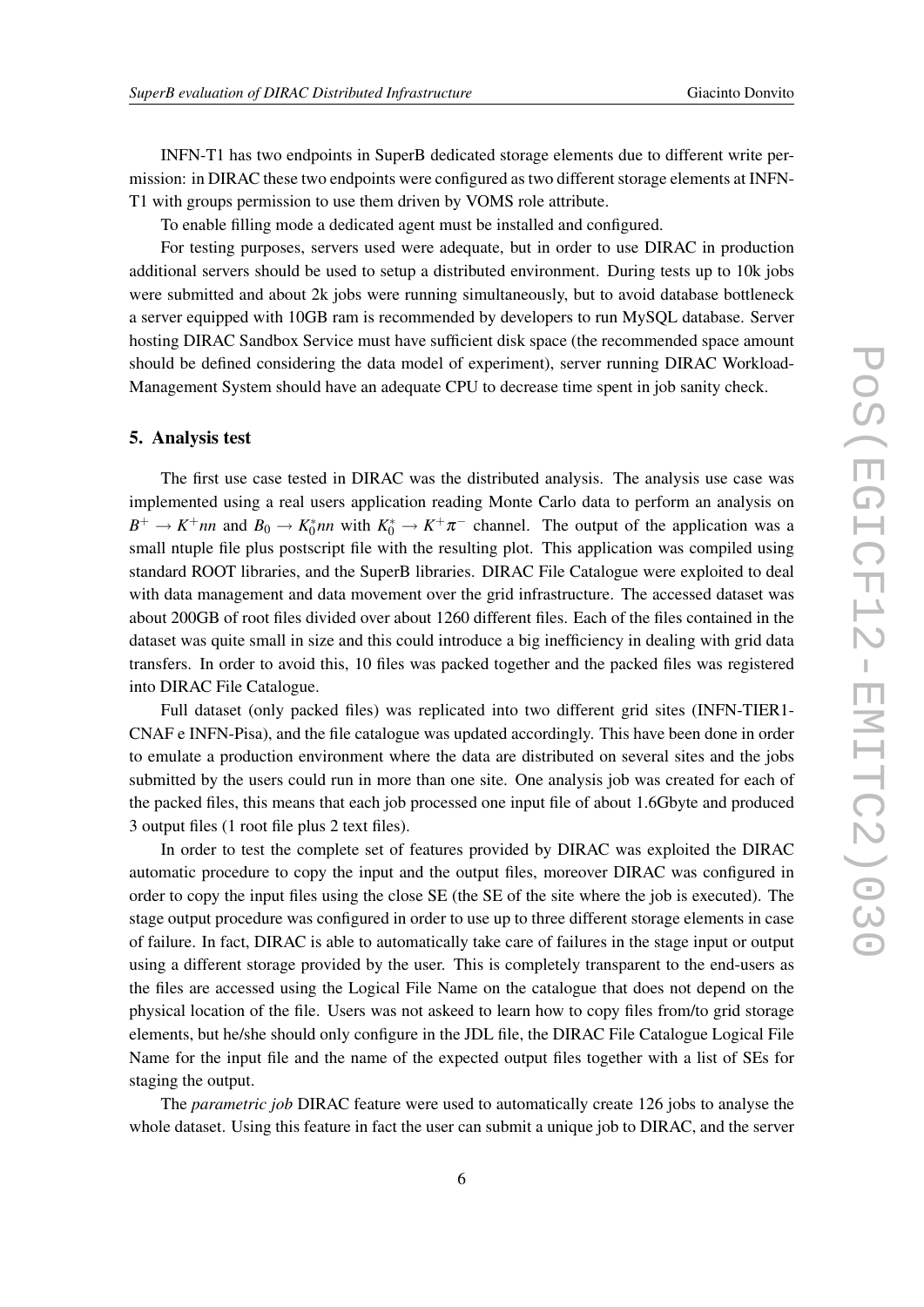INFN-T1 has two endpoints in SuperB dedicated storage elements due to different write permission: in DIRAC these two endpoints were configured as two different storage elements at INFN-T1 with groups permission to use them driven by VOMS role attribute.

To enable filling mode a dedicated agent must be installed and configured.

For testing purposes, servers used were adequate, but in order to use DIRAC in production additional servers should be used to setup a distributed environment. During tests up to 10k jobs were submitted and about 2k jobs were running simultaneously, but to avoid database bottleneck a server equipped with 10GB ram is recommended by developers to run MySQL database. Server hosting DIRAC Sandbox Service must have sufficient disk space (the recommended space amount should be defined considering the data model of experiment), server running DIRAC Workload-Management System should have an adequate CPU to decrease time spent in job sanity check.

## 5. Analysis test

The first use case tested in DIRAC was the distributed analysis. The analysis use case was implemented using a real users application reading Monte Carlo data to perform an analysis on $B^+ \rightarrow K^+ nn$ and $B_0 \rightarrow K_0^* nn$ with $K_0^* \rightarrow K^+ \pi^-$ channel. The output of the application was a small ntuple file plus postscript file with the resulting plot. This application was compiled using standard ROOT libraries, and the SuperB libraries. DIRAC File Catalogue were exploited to deal with data management and data movement over the grid infrastructure. The accessed dataset was about 200GB of root files divided over about 1260 different files. Each of the files contained in the dataset was quite small in size and this could introduce a big inefficiency in dealing with grid data transfers. In order to avoid this, 10 files was packed together and the packed files was registered into DIRAC File Catalogue.

Full dataset (only packed files) was replicated into two different grid sites (INFN-TIER1-CNAF e INFN-Pisa), and the file catalogue was updated accordingly. This have been done in order to emulate a production environment where the data are distributed on several sites and the jobs submitted by the users could run in more than one site. One analysis job was created for each of the packed files, this means that each job processed one input file of about 1.6Gbyte and produced 3 output files (1 root file plus 2 text files).

In order to test the complete set of features provided by DIRAC was exploited the DIRAC automatic procedure to copy the input and the output files, moreover DIRAC was configured in order to copy the input files using the close SE (the SE of the site where the job is executed). The stage output procedure was configured in order to use up to three different storage elements in case of failure. In fact, DIRAC is able to automatically take care of failures in the stage input or output using a different storage provided by the user. This is completely transparent to the end-users as the files are accessed using the Logical File Name on the catalogue that does not depend on the physical location of the file. Users was not askeed to learn how to copy files from/to grid storage elements, but he/she should only configure in the JDL file, the DIRAC File Catalogue Logical File Name for the input file and the name of the expected output files together with a list of SEs for staging the output.

The *parametric job* DIRAC feature were used to automatically create 126 jobs to analyse the whole dataset. Using this feature in fact the user can submit a unique job to DIRAC, and the server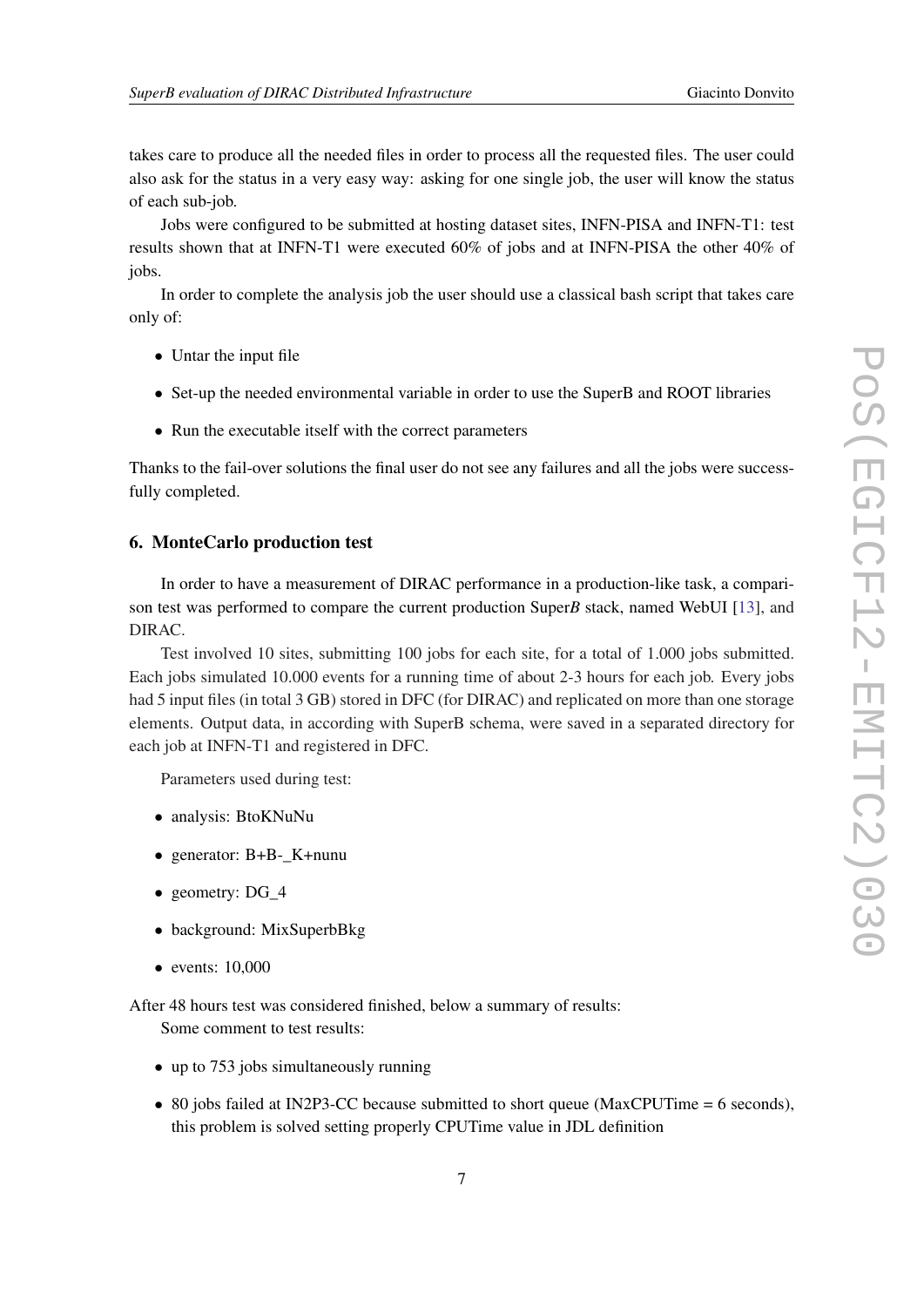takes care to produce all the needed files in order to process all the requested files. The user could also ask for the status in a very easy way: asking for one single job, the user will know the status of each sub-job.

Jobs were configured to be submitted at hosting dataset sites, INFN-PISA and INFN-T1: test results shown that at INFN-T1 were executed 60% of jobs and at INFN-PISA the other 40% of jobs.

In order to complete the analysis job the user should use a classical bash script that takes care only of:

- Untar the input file
- Set-up the needed environmental variable in order to use the SuperB and ROOT libraries
- Run the executable itself with the correct parameters

Thanks to the fail-over solutions the final user do not see any failures and all the jobs were successfully completed.

## 6. MonteCarlo production test

In order to have a measurement of DIRAC performance in a production-like task, a comparison test was performed to compare the current production Super*B* stack, named WebUI [13], and DIRAC.

Test involved 10 sites, submitting 100 jobs for each site, for a total of 1.000 jobs submitted. Each jobs simulated 10.000 events for a running time of about 2-3 hours for each job. Every jobs had 5 input files (in total 3 GB) stored in DFC (for DIRAC) and replicated on more than one storage elements. Output data, in according with SuperB schema, were saved in a separated directory for each job at INFN-T1 and registered in DFC.

Parameters used during test:

- analysis: BtoKNuNu
- generator: B+B-_K+nunu
- geometry: DG_4
- background: MixSuperbBkg
- events: 10,000

After 48 hours test was considered finished, below a summary of results:

Some comment to test results:

- up to 753 jobs simultaneously running
- 80 jobs failed at IN2P3-CC because submitted to short queue (MaxCPUTime = 6 seconds), this problem is solved setting properly CPUTime value in JDL definition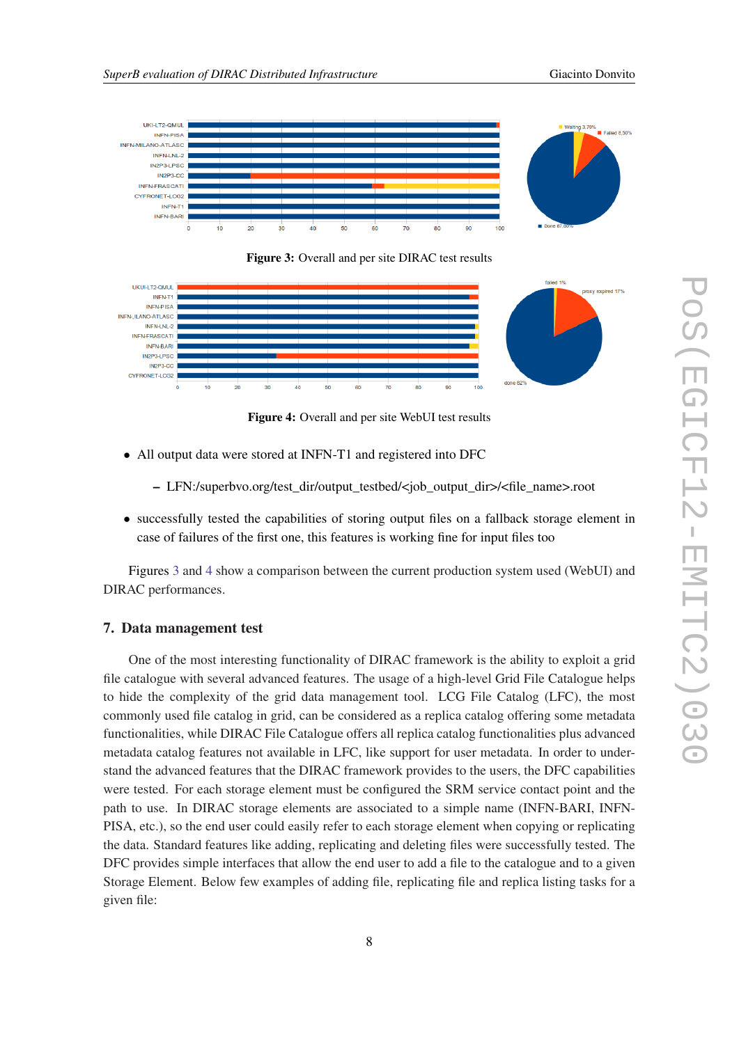Figure 3: Overall and per site DIRAC test results

Figure 4: Overall and per site WebUI test results

- All output data were stored at INFN-T1 and registered into DFC
  - LFN:/superbvo.org/test_dir/output_testbed/<job_output_dir>/<file_name>.root
- successfully tested the capabilities of storing output files on a fallback storage element in case of failures of the first one, this features is working fine for input files too

Figures 3 and 4 show a comparison between the current production system used (WebUI) and DIRAC performances.

## 7. Data management test

One of the most interesting functionality of DIRAC framework is the ability to exploit a grid file catalogue with several advanced features. The usage of a high-level Grid File Catalogue helps to hide the complexity of the grid data management tool. LCG File Catalog (LFC), the most commonly used file catalog in grid, can be considered as a replica catalog offering some metadata functionalities, while DIRAC File Catalogue offers all replica catalog functionalities plus advanced metadata catalog features not available in LFC, like support for user metadata. In order to understand the advanced features that the DIRAC framework provides to the users, the DFC capabilities were tested. For each storage element must be configured the SRM service contact point and the path to use. In DIRAC storage elements are associated to a simple name (INFN-BARI, INFN-PISA, etc.), so the end user could easily refer to each storage element when copying or replicating the data. Standard features like adding, replicating and deleting files were successfully tested. The DFC provides simple interfaces that allow the end user to add a file to the catalogue and to a given Storage Element. Below few examples of adding file, replicating file and replica listing tasks for a given file: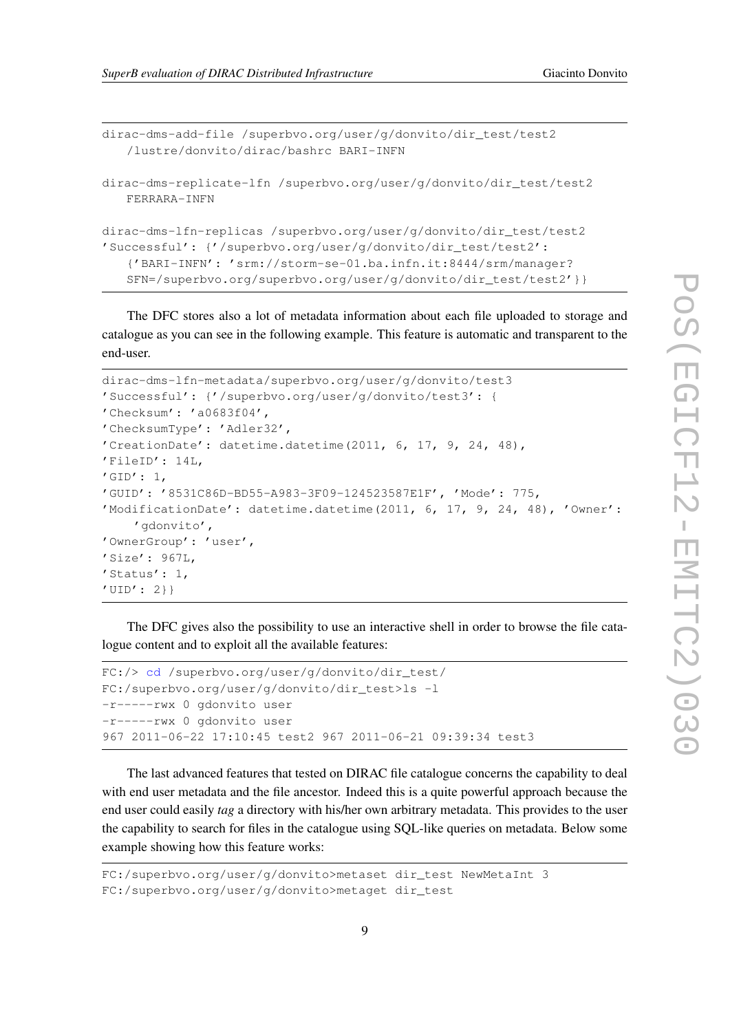```
dirac-dms-add-file /superbvo.org/user/g/donvito/dir_test/test2
   /lustre/donvito/dirac/bashrc BARI-INFN

dirac-dms-replicate-lfn /superbvo.org/user/g/donvito/dir_test/test2
   FERRARA-INFN

dirac-dms-lfn-replicas /superbvo.org/user/g/donvito/dir_test/test2
'Successful': {'/superbvo.org/user/g/donvito/dir_test/test2':
   {'BARI-INFN': 'srm://storm-se-01.ba.infn.it:8444/srm/manager?
   SFN=/superbvo.org/superbvo.org/user/g/donvito/dir_test/test2'}}
```

The DFC stores also a lot of metadata information about each file uploaded to storage and catalogue as you can see in the following example. This feature is automatic and transparent to the end-user.

```
dirac-dms-lfn-metadata/superbvo.org/user/g/donvito/test3
'Successful': {'/superbvo.org/user/g/donvito/test3': {
'Checksum': 'a0683f04',
'ChecksumType': 'Adler32',
'CreationDate': datetime.datetime(2011, 6, 17, 9, 24, 48),
'FileID': 14L,
'GID': 1,
'GUID': '8531C86D-BD55-A983-3F09-124523587E1F', 'Mode': 775,
'ModificationDate': datetime.datetime(2011, 6, 17, 9, 24, 48), 'Owner':
    'gdonvito',
'OwnerGroup': 'user',
'Size': 967L,
'Status': 1,
'UID': 2}}
```

The DFC gives also the possibility to use an interactive shell in order to browse the file catalogue content and to exploit all the available features:

```
FC:/> cd /superbvo.org/user/g/donvito/dir_test/
FC:/superbvo.org/user/g/donvito/dir_test>ls -l
-r-----rwx 0 gdonvito user
-r-----rwx 0 gdonvito user
967 2011-06-22 17:10:45 test2 967 2011-06-21 09:39:34 test3
```

The last advanced features that tested on DIRAC file catalogue concerns the capability to deal with end user metadata and the file ancestor. Indeed this is a quite powerful approach because the end user could easily *tag* a directory with his/her own arbitrary metadata. This provides to the user the capability to search for files in the catalogue using SQL-like queries on metadata. Below some example showing how this feature works:

```
FC:/superbvo.org/user/g/donvito>metaset dir_test NewMetaInt 3
FC:/superbvo.org/user/g/donvito>metaget dir_test
```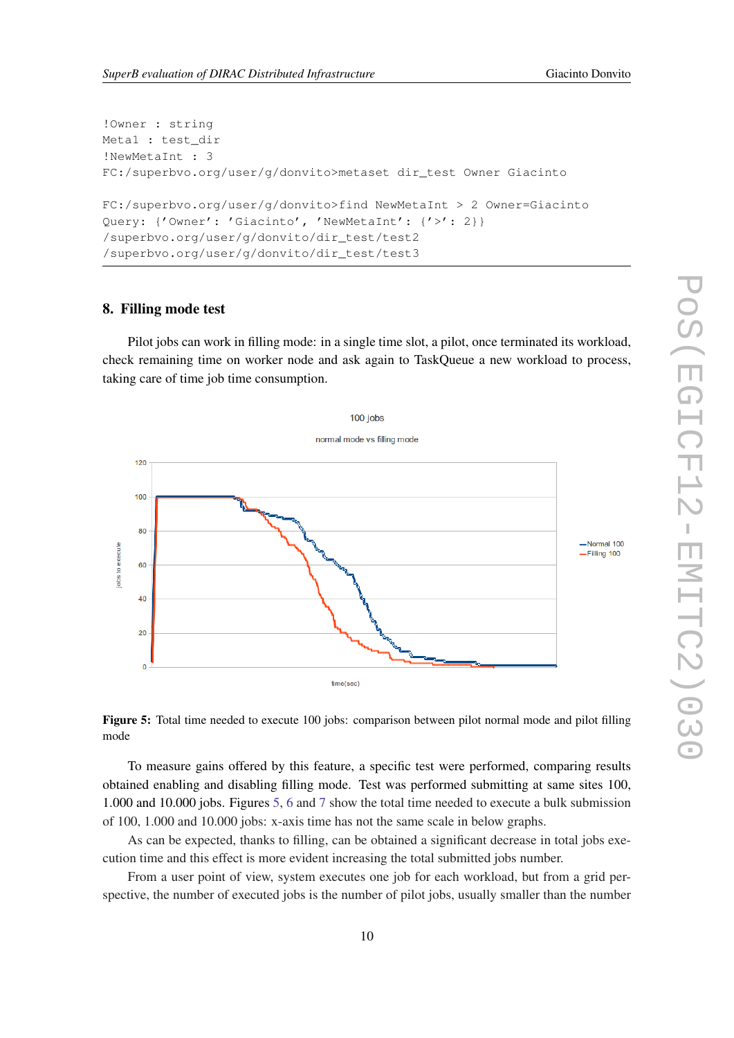```
!Owner : string
Meta1 : test_dir
!NewMetaInt : 3
FC:/superbvo.org/user/g/donvito>metaset dir_test Owner Giacinto

FC:/superbvo.org/user/g/donvito>find NewMetaInt > 2 Owner=Giacinto
Query: {'Owner': 'Giacinto', 'NewMetaInt': {'>': 2}}
/superbvo.org/user/g/donvito/dir_test/test2
/superbvo.org/user/g/donvito/dir_test/test3
```

## 8. Filling mode test

Pilot jobs can work in filling mode: in a single time slot, a pilot, once terminated its workload, check remaining time on worker node and ask again to TaskQueue a new workload to process, taking care of time job time consumption.

**Figure 5:** Total time needed to execute 100 jobs: comparison between pilot normal mode and pilot filling mode

To measure gains offered by this feature, a specific test were performed, comparing results obtained enabling and disabling filling mode. Test was performed submitting at same sites 100, 1.000 and 10.000 jobs. Figures 5, 6 and 7 show the total time needed to execute a bulk submission of 100, 1.000 and 10.000 jobs: x-axis time has not the same scale in below graphs.

As can be expected, thanks to filling, can be obtained a significant decrease in total jobs execution time and this effect is more evident increasing the total submitted jobs number.

From a user point of view, system executes one job for each workload, but from a grid perspective, the number of executed jobs is the number of pilot jobs, usually smaller than the number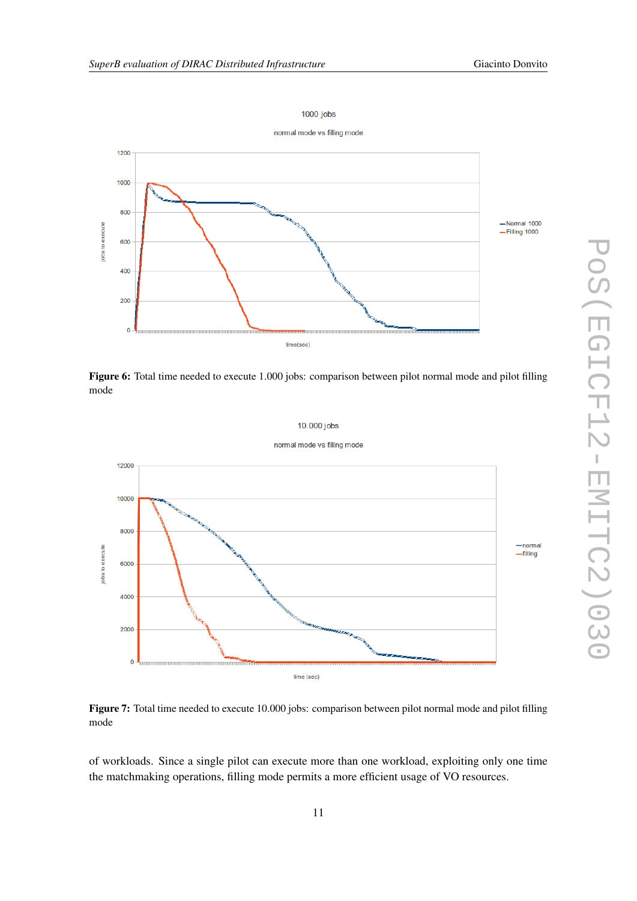**Figure 6:** Total time needed to execute 1.000 jobs: comparison between pilot normal mode and pilot filling mode

**Figure 7:** Total time needed to execute 10.000 jobs: comparison between pilot normal mode and pilot filling mode

of workloads. Since a single pilot can execute more than one workload, exploiting only one time the matchmaking operations, filling mode permits a more efficient usage of VO resources.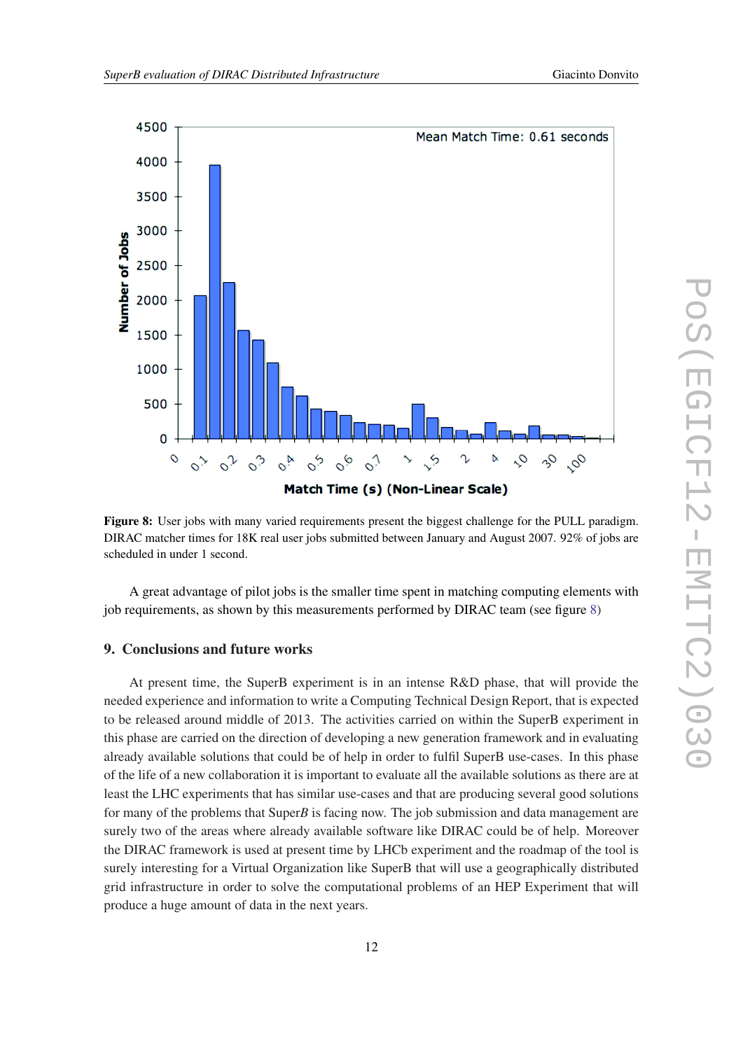**Figure 8:** User jobs with many varied requirements present the biggest challenge for the PULL paradigm. DIRAC matcher times for 18K real user jobs submitted between January and August 2007. 92% of jobs are scheduled in under 1 second.

A great advantage of pilot jobs is the smaller time spent in matching computing elements with job requirements, as shown by this measurements performed by DIRAC team (see figure 8)

## 9. Conclusions and future works

At present time, the SuperB experiment is in an intense R&D phase, that will provide the needed experience and information to write a Computing Technical Design Report, that is expected to be released around middle of 2013. The activities carried on within the SuperB experiment in this phase are carried on the direction of developing a new generation framework and in evaluating already available solutions that could be of help in order to fulfil SuperB use-cases. In this phase of the life of a new collaboration it is important to evaluate all the available solutions as there are at least the LHC experiments that has similar use-cases and that are producing several good solutions for many of the problems that Super*B* is facing now. The job submission and data management are surely two of the areas where already available software like DIRAC could be of help. Moreover the DIRAC framework is used at present time by LHCb experiment and the roadmap of the tool is surely interesting for a Virtual Organization like SuperB that will use a geographically distributed grid infrastructure in order to solve the computational problems of an HEP Experiment that will produce a huge amount of data in the next years.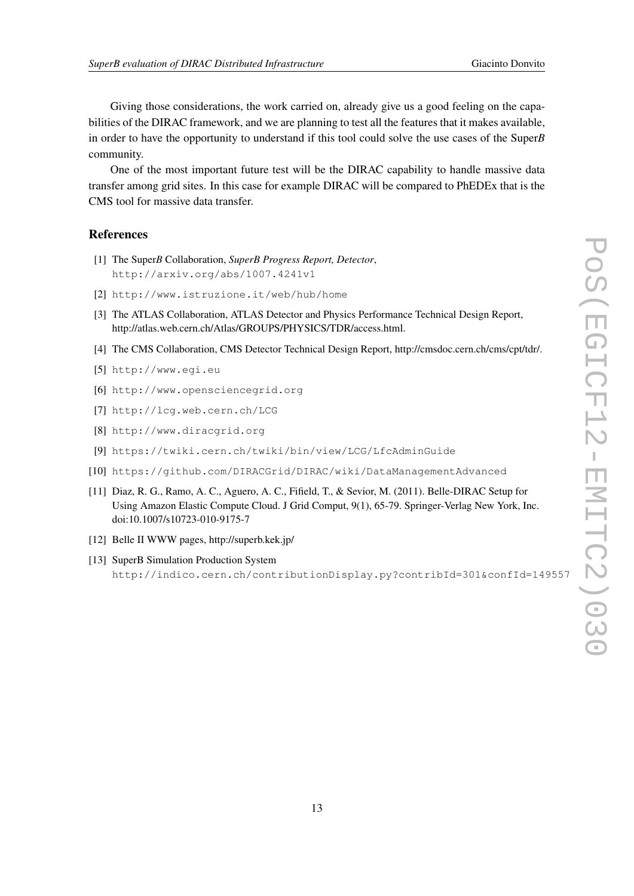Giving those considerations, the work carried on, already give us a good feeling on the capabilities of the DIRAC framework, and we are planning to test all the features that it makes available, in order to have the opportunity to understand if this tool could solve the use cases of the Super*B* community.

One of the most important future test will be the DIRAC capability to handle massive data transfer among grid sites. In this case for example DIRAC will be compared to PhEDEx that is the CMS tool for massive data transfer.

## References

[1] The Super*B* Collaboration, *SuperB Progress Report, Detector*, http://arxiv.org/abs/1007.4241v1

[2] http://www.istruzione.it/web/hub/home

[3] The ATLAS Collaboration, ATLAS Detector and Physics Performance Technical Design Report, http://atlas.web.cern.ch/Atlas/GROUPS/PHYSICS/TDR/access.html.

[4] The CMS Collaboration, CMS Detector Technical Design Report, http://cmsdoc.cern.ch/cms/cpt/tdr/.

[5] http://www.egi.eu

[6] http://www.opensciencegrid.org

[7] http://lcg.web.cern.ch/LCG

[8] http://www.diracgrid.org

[9] https://twiki.cern.ch/twiki/bin/view/LCG/LfcAdminGuide

[10] https://github.com/DIRACGrid/DIRAC/wiki/DataManagementAdvanced

[11] Diaz, R. G., Ramo, A. C., Aguero, A. C., Fifield, T., & Sevior, M. (2011). Belle-DIRAC Setup for Using Amazon Elastic Compute Cloud. J Grid Comput, 9(1), 65-79. Springer-Verlag New York, Inc. doi:10.1007/s10723-010-9175-7

[12] Belle II WWW pages, http://superb.kek.jp/

[13] SuperB Simulation Production System http://indico.cern.ch/contributionDisplay.py?contribId=301&confId=149557